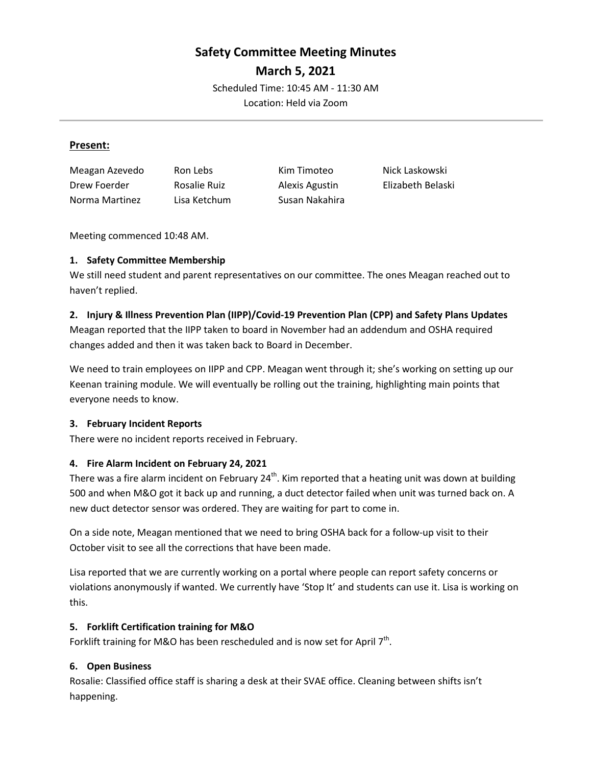# Safety Committee Meeting Minutes

## March 5, 2021

Scheduled Time: 10:45 AM - 11:30 AM
Location: Held via Zoom

---

**Present:**

| | | | |
|---|---|---|---|
| Meagan Azevedo | Ron Lebs | Kim Timoteo | Nick Laskowski |
| Drew Foerder | Rosalie Ruiz | Alexis Agustin | Elizabeth Belaski |
| Norma Martinez | Lisa Ketchum | Susan Nakahira | |

Meeting commenced 10:48 AM.

**1. Safety Committee Membership**

We still need student and parent representatives on our committee. The ones Meagan reached out to haven't replied.

**2. Injury & Illness Prevention Plan (IIPP)/Covid-19 Prevention Plan (CPP) and Safety Plans Updates**

Meagan reported that the IIPP taken to board in November had an addendum and OSHA required changes added and then it was taken back to Board in December.

We need to train employees on IIPP and CPP. Meagan went through it; she's working on setting up our Keenan training module. We will eventually be rolling out the training, highlighting main points that everyone needs to know.

**3. February Incident Reports**

There were no incident reports received in February.

**4. Fire Alarm Incident on February 24, 2021**

There was a fire alarm incident on February 24th. Kim reported that a heating unit was down at building 500 and when M&O got it back up and running, a duct detector failed when unit was turned back on. A new duct detector sensor was ordered. They are waiting for part to come in.

On a side note, Meagan mentioned that we need to bring OSHA back for a follow-up visit to their October visit to see all the corrections that have been made.

Lisa reported that we are currently working on a portal where people can report safety concerns or violations anonymously if wanted. We currently have 'Stop It' and students can use it. Lisa is working on this.

**5. Forklift Certification training for M&O**

Forklift training for M&O has been rescheduled and is now set for April 7th.

**6. Open Business**

Rosalie: Classified office staff is sharing a desk at their SVAE office. Cleaning between shifts isn't happening.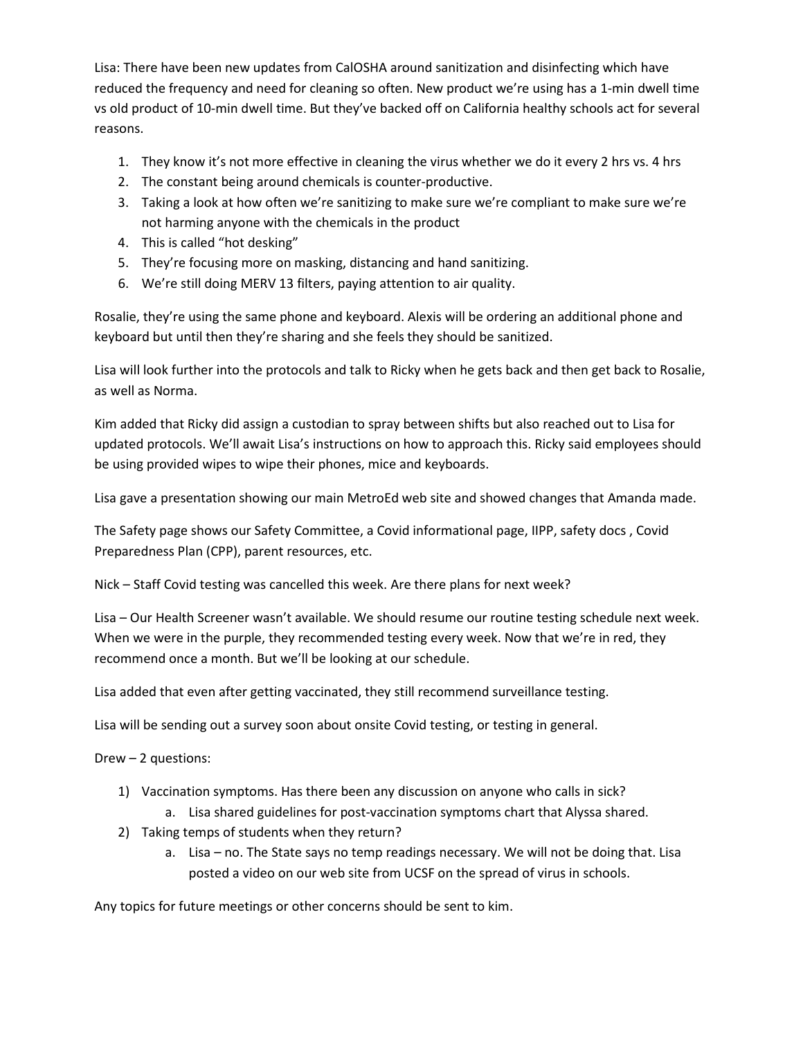Lisa: There have been new updates from CalOSHA around sanitization and disinfecting which have reduced the frequency and need for cleaning so often. New product we're using has a 1-min dwell time vs old product of 10-min dwell time. But they've backed off on California healthy schools act for several reasons.

1. They know it's not more effective in cleaning the virus whether we do it every 2 hrs vs. 4 hrs
2. The constant being around chemicals is counter-productive.
3. Taking a look at how often we're sanitizing to make sure we're compliant to make sure we're not harming anyone with the chemicals in the product
4. This is called "hot desking"
5. They're focusing more on masking, distancing and hand sanitizing.
6. We're still doing MERV 13 filters, paying attention to air quality.

Rosalie, they're using the same phone and keyboard. Alexis will be ordering an additional phone and keyboard but until then they're sharing and she feels they should be sanitized.

Lisa will look further into the protocols and talk to Ricky when he gets back and then get back to Rosalie, as well as Norma.

Kim added that Ricky did assign a custodian to spray between shifts but also reached out to Lisa for updated protocols. We'll await Lisa's instructions on how to approach this. Ricky said employees should be using provided wipes to wipe their phones, mice and keyboards.

Lisa gave a presentation showing our main MetroEd web site and showed changes that Amanda made.

The Safety page shows our Safety Committee, a Covid informational page, IIPP, safety docs , Covid Preparedness Plan (CPP), parent resources, etc.

Nick – Staff Covid testing was cancelled this week. Are there plans for next week?

Lisa – Our Health Screener wasn't available. We should resume our routine testing schedule next week. When we were in the purple, they recommended testing every week. Now that we're in red, they recommend once a month. But we'll be looking at our schedule.

Lisa added that even after getting vaccinated, they still recommend surveillance testing.

Lisa will be sending out a survey soon about onsite Covid testing, or testing in general.

Drew – 2 questions:

1) Vaccination symptoms. Has there been any discussion on anyone who calls in sick?
   a. Lisa shared guidelines for post-vaccination symptoms chart that Alyssa shared.
2) Taking temps of students when they return?
   a. Lisa – no. The State says no temp readings necessary. We will not be doing that. Lisa posted a video on our web site from UCSF on the spread of virus in schools.

Any topics for future meetings or other concerns should be sent to kim.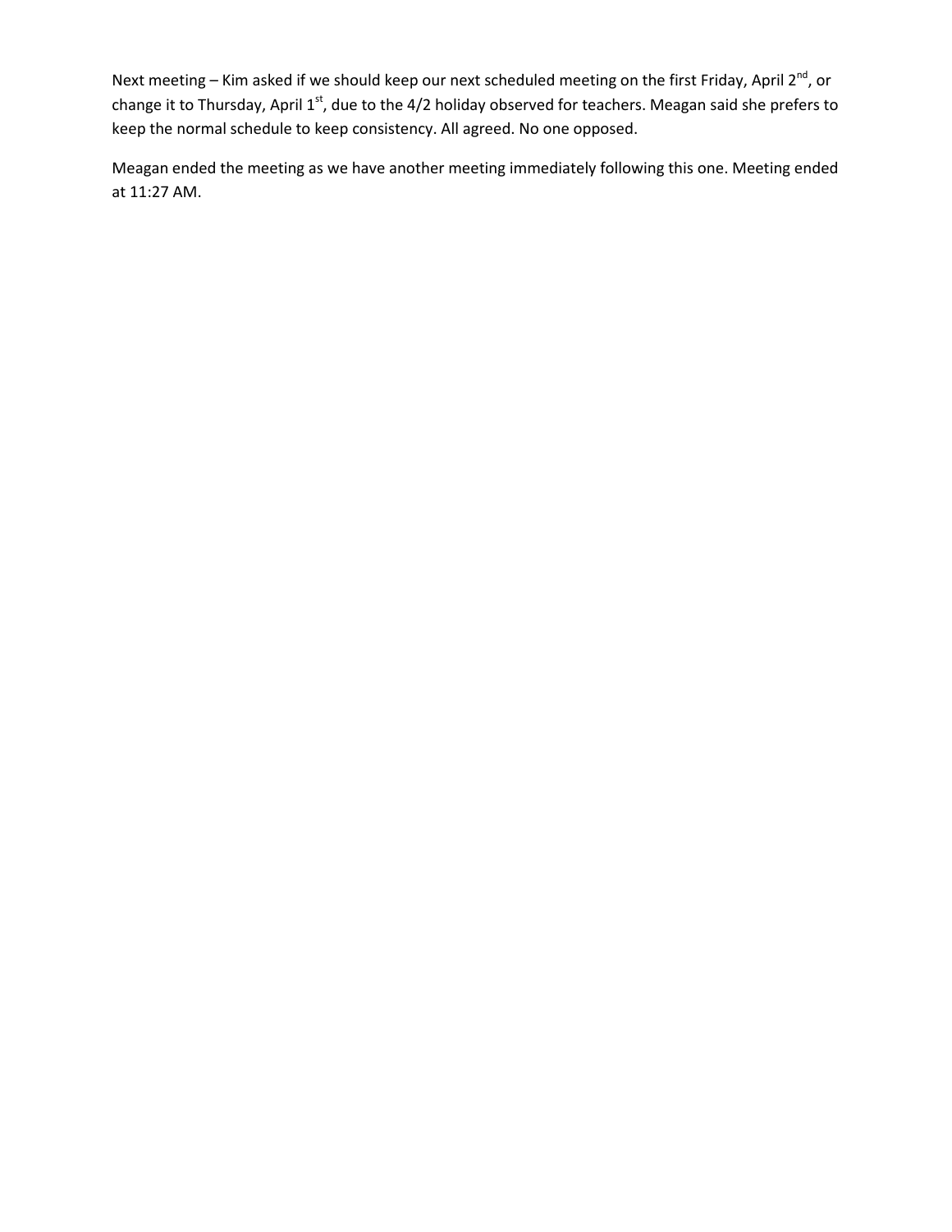Next meeting – Kim asked if we should keep our next scheduled meeting on the first Friday, April 2nd, or change it to Thursday, April 1st, due to the 4/2 holiday observed for teachers. Meagan said she prefers to keep the normal schedule to keep consistency. All agreed. No one opposed.

Meagan ended the meeting as we have another meeting immediately following this one. Meeting ended at 11:27 AM.